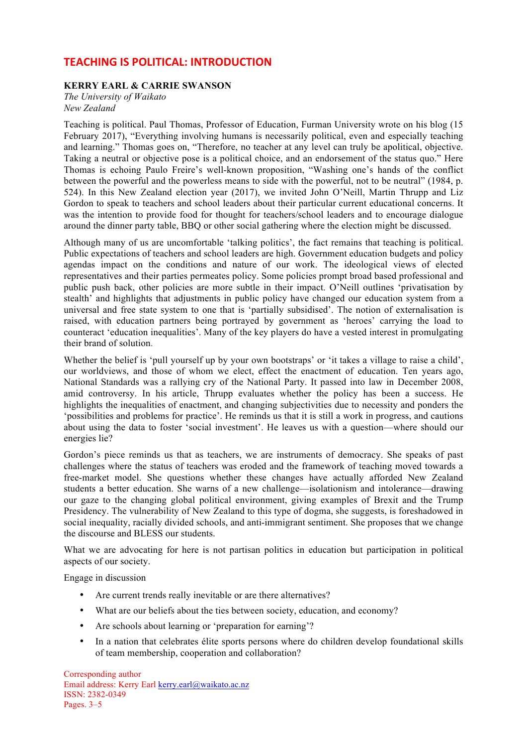# TEACHING IS POLITICAL: INTRODUCTION

**KERRY EARL & CARRIE SWANSON**
*The University of Waikato*
*New Zealand*

Teaching is political. Paul Thomas, Professor of Education, Furman University wrote on his blog (15 February 2017), "Everything involving humans is necessarily political, even and especially teaching and learning." Thomas goes on, "Therefore, no teacher at any level can truly be apolitical, objective. Taking a neutral or objective pose is a political choice, and an endorsement of the status quo." Here Thomas is echoing Paulo Freire's well-known proposition, "Washing one's hands of the conflict between the powerful and the powerless means to side with the powerful, not to be neutral" (1984, p. 524). In this New Zealand election year (2017), we invited John O'Neill, Martin Thrupp and Liz Gordon to speak to teachers and school leaders about their particular current educational concerns. It was the intention to provide food for thought for teachers/school leaders and to encourage dialogue around the dinner party table, BBQ or other social gathering where the election might be discussed.

Although many of us are uncomfortable 'talking politics', the fact remains that teaching is political. Public expectations of teachers and school leaders are high. Government education budgets and policy agendas impact on the conditions and nature of our work. The ideological views of elected representatives and their parties permeates policy. Some policies prompt broad based professional and public push back, other policies are more subtle in their impact. O'Neill outlines 'privatisation by stealth' and highlights that adjustments in public policy have changed our education system from a universal and free state system to one that is 'partially subsidised'. The notion of externalisation is raised, with education partners being portrayed by government as 'heroes' carrying the load to counteract 'education inequalities'. Many of the key players do have a vested interest in promulgating their brand of solution.

Whether the belief is 'pull yourself up by your own bootstraps' or 'it takes a village to raise a child', our worldviews, and those of whom we elect, effect the enactment of education. Ten years ago, National Standards was a rallying cry of the National Party. It passed into law in December 2008, amid controversy. In his article, Thrupp evaluates whether the policy has been a success. He highlights the inequalities of enactment, and changing subjectivities due to necessity and ponders the 'possibilities and problems for practice'. He reminds us that it is still a work in progress, and cautions about using the data to foster 'social investment'. He leaves us with a question—where should our energies lie?

Gordon's piece reminds us that as teachers, we are instruments of democracy. She speaks of past challenges where the status of teachers was eroded and the framework of teaching moved towards a free-market model. She questions whether these changes have actually afforded New Zealand students a better education. She warns of a new challenge—isolationism and intolerance—drawing our gaze to the changing global political environment, giving examples of Brexit and the Trump Presidency. The vulnerability of New Zealand to this type of dogma, she suggests, is foreshadowed in social inequality, racially divided schools, and anti-immigrant sentiment. She proposes that we change the discourse and BLESS our students.

What we are advocating for here is not partisan politics in education but participation in political aspects of our society.

Engage in discussion

- Are current trends really inevitable or are there alternatives?
- What are our beliefs about the ties between society, education, and economy?
- Are schools about learning or 'preparation for earning'?
- In a nation that celebrates élite sports persons where do children develop foundational skills of team membership, cooperation and collaboration?

Corresponding author
Email address: Kerry Earl kerry.earl@waikato.ac.nz
ISSN: 2382-0349
Pages. 3–5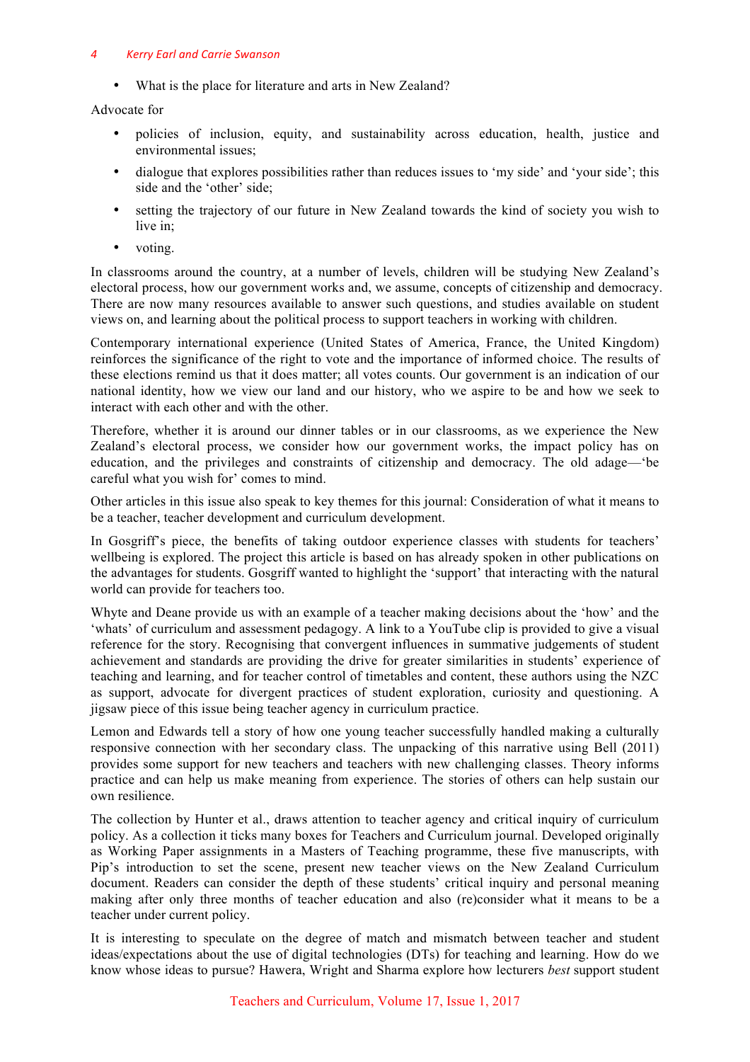- What is the place for literature and arts in New Zealand?

Advocate for

- policies of inclusion, equity, and sustainability across education, health, justice and environmental issues;
- dialogue that explores possibilities rather than reduces issues to 'my side' and 'your side'; this side and the 'other' side;
- setting the trajectory of our future in New Zealand towards the kind of society you wish to live in;
- voting.

In classrooms around the country, at a number of levels, children will be studying New Zealand's electoral process, how our government works and, we assume, concepts of citizenship and democracy. There are now many resources available to answer such questions, and studies available on student views on, and learning about the political process to support teachers in working with children.

Contemporary international experience (United States of America, France, the United Kingdom) reinforces the significance of the right to vote and the importance of informed choice. The results of these elections remind us that it does matter; all votes counts. Our government is an indication of our national identity, how we view our land and our history, who we aspire to be and how we seek to interact with each other and with the other.

Therefore, whether it is around our dinner tables or in our classrooms, as we experience the New Zealand's electoral process, we consider how our government works, the impact policy has on education, and the privileges and constraints of citizenship and democracy. The old adage—'be careful what you wish for' comes to mind.

Other articles in this issue also speak to key themes for this journal: Consideration of what it means to be a teacher, teacher development and curriculum development.

In Gosgriff's piece, the benefits of taking outdoor experience classes with students for teachers' wellbeing is explored. The project this article is based on has already spoken in other publications on the advantages for students. Gosgriff wanted to highlight the 'support' that interacting with the natural world can provide for teachers too.

Whyte and Deane provide us with an example of a teacher making decisions about the 'how' and the 'whats' of curriculum and assessment pedagogy. A link to a YouTube clip is provided to give a visual reference for the story. Recognising that convergent influences in summative judgements of student achievement and standards are providing the drive for greater similarities in students' experience of teaching and learning, and for teacher control of timetables and content, these authors using the NZC as support, advocate for divergent practices of student exploration, curiosity and questioning. A jigsaw piece of this issue being teacher agency in curriculum practice.

Lemon and Edwards tell a story of how one young teacher successfully handled making a culturally responsive connection with her secondary class. The unpacking of this narrative using Bell (2011) provides some support for new teachers and teachers with new challenging classes. Theory informs practice and can help us make meaning from experience. The stories of others can help sustain our own resilience.

The collection by Hunter et al., draws attention to teacher agency and critical inquiry of curriculum policy. As a collection it ticks many boxes for Teachers and Curriculum journal. Developed originally as Working Paper assignments in a Masters of Teaching programme, these five manuscripts, with Pip's introduction to set the scene, present new teacher views on the New Zealand Curriculum document. Readers can consider the depth of these students' critical inquiry and personal meaning making after only three months of teacher education and also (re)consider what it means to be a teacher under current policy.

It is interesting to speculate on the degree of match and mismatch between teacher and student ideas/expectations about the use of digital technologies (DTs) for teaching and learning. How do we know whose ideas to pursue? Hawera, Wright and Sharma explore how lecturers *best* support student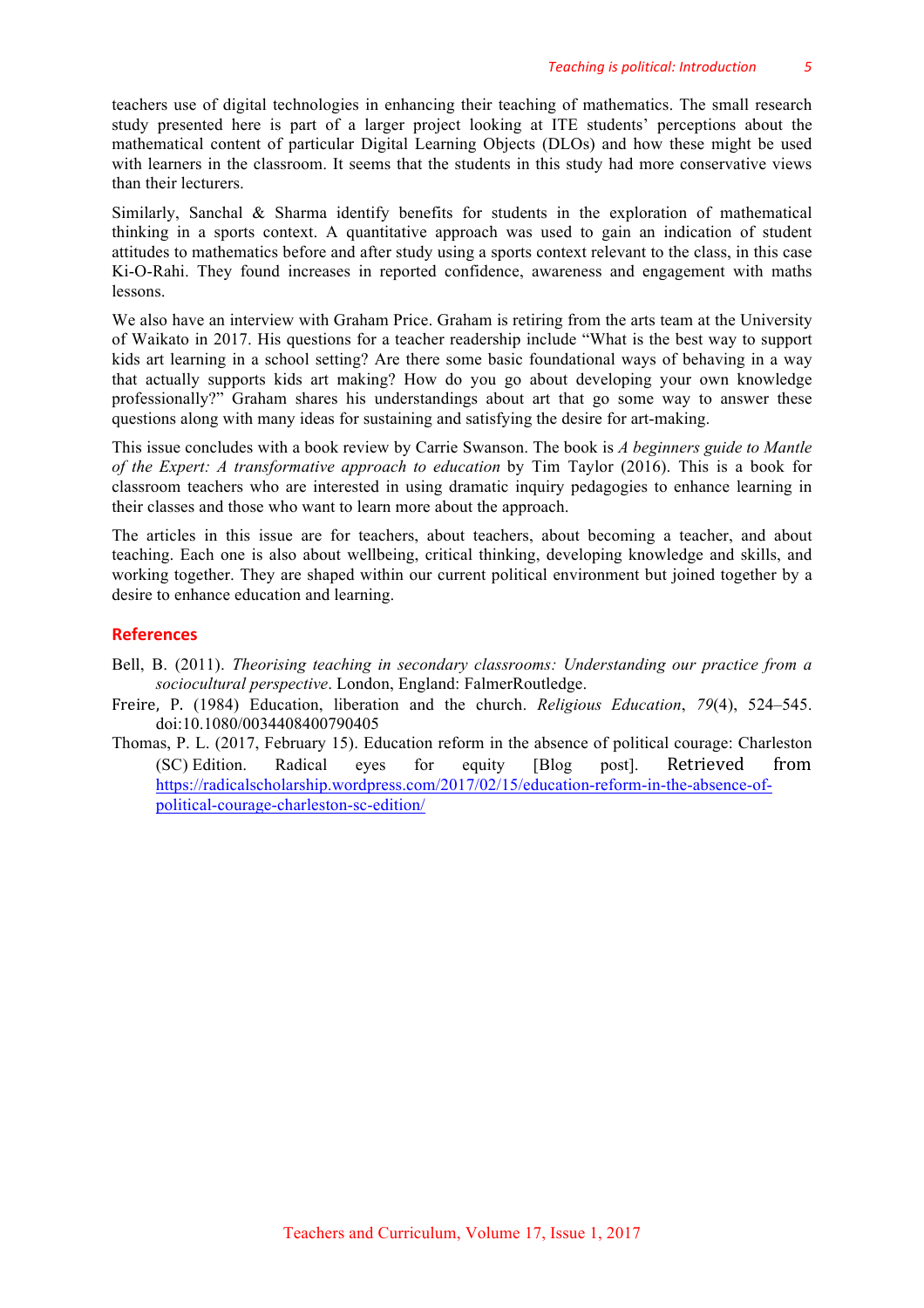teachers use of digital technologies in enhancing their teaching of mathematics. The small research study presented here is part of a larger project looking at ITE students' perceptions about the mathematical content of particular Digital Learning Objects (DLOs) and how these might be used with learners in the classroom. It seems that the students in this study had more conservative views than their lecturers.

Similarly, Sanchal & Sharma identify benefits for students in the exploration of mathematical thinking in a sports context. A quantitative approach was used to gain an indication of student attitudes to mathematics before and after study using a sports context relevant to the class, in this case Ki-O-Rahi. They found increases in reported confidence, awareness and engagement with maths lessons.

We also have an interview with Graham Price. Graham is retiring from the arts team at the University of Waikato in 2017. His questions for a teacher readership include "What is the best way to support kids art learning in a school setting? Are there some basic foundational ways of behaving in a way that actually supports kids art making? How do you go about developing your own knowledge professionally?" Graham shares his understandings about art that go some way to answer these questions along with many ideas for sustaining and satisfying the desire for art-making.

This issue concludes with a book review by Carrie Swanson. The book is *A beginners guide to Mantle of the Expert: A transformative approach to education* by Tim Taylor (2016). This is a book for classroom teachers who are interested in using dramatic inquiry pedagogies to enhance learning in their classes and those who want to learn more about the approach.

The articles in this issue are for teachers, about teachers, about becoming a teacher, and about teaching. Each one is also about wellbeing, critical thinking, developing knowledge and skills, and working together. They are shaped within our current political environment but joined together by a desire to enhance education and learning.

## References

Bell, B. (2011). *Theorising teaching in secondary classrooms: Understanding our practice from a sociocultural perspective*. London, England: FalmerRoutledge.

Freire, P. (1984) Education, liberation and the church. *Religious Education*, *79*(4), 524–545. doi:10.1080/0034408400790405

Thomas, P. L. (2017, February 15). Education reform in the absence of political courage: Charleston (SC) Edition. Radical eyes for equity [Blog post]. Retrieved from https://radicalscholarship.wordpress.com/2017/02/15/education-reform-in-the-absence-of-political-courage-charleston-sc-edition/